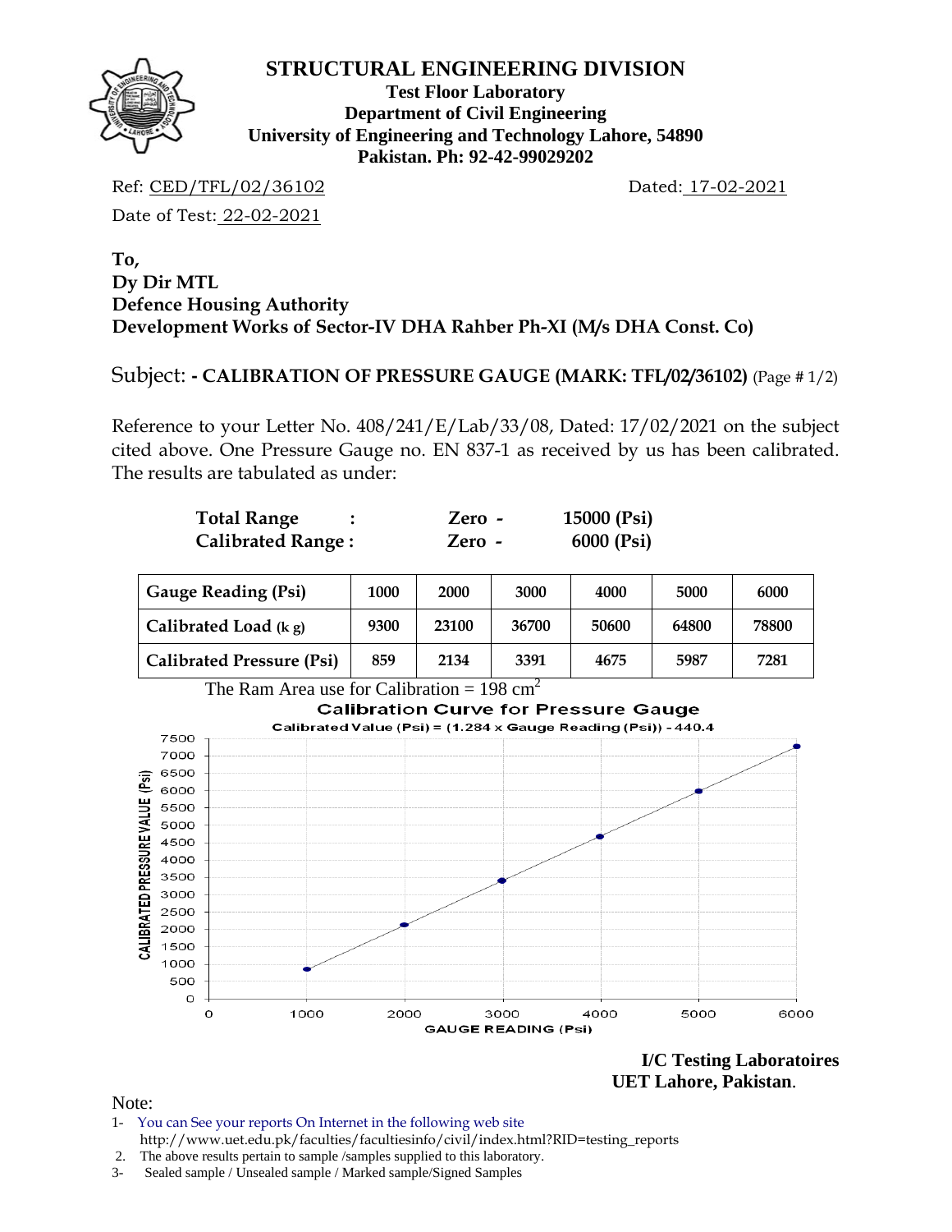# STRUCTURAL ENGINEERING DIVISION

**Test Floor Laboratory**
**Department of Civil Engineering**
**University of Engineering and Technology Lahore, 54890**
**Pakistan. Ph: 92-42-99029202**

Ref: CED/TFL/02/36102 Dated: 17-02-2021

Date of Test: 22-02-2021

**To,**
**Dy Dir MTL**
**Defence Housing Authority**
**Development Works of Sector-IV DHA Rahber Ph-XI (M/s DHA Const. Co)**

Subject: **- CALIBRATION OF PRESSURE GAUGE (MARK: TFL/02/36102)** (Page # 1/2)

Reference to your Letter No. 408/241/E/Lab/33/08, Dated: 17/02/2021 on the subject cited above. One Pressure Gauge no. EN 837-1 as received by us has been calibrated. The results are tabulated as under:

| | | |
|---|---|---|
| **Total Range :** | **Zero -** | **15000 (Psi)** |
| **Calibrated Range :** | **Zero -** | **6000 (Psi)** |

| **Gauge Reading (Psi)** | **1000** | **2000** | **3000** | **4000** | **5000** | **6000** |
|---|---|---|---|---|---|---|
| **Calibrated Load (k g)** | **9300** | **23100** | **36700** | **50600** | **64800** | **78800** |
| **Calibrated Pressure (Psi)** | **859** | **2134** | **3391** | **4675** | **5987** | **7281** |

The Ram Area use for Calibration = 198 $cm^2$

**Calibration Curve for Pressure Gauge**

Calibrated Value (Psi) = (1.284 x Gauge Reading (Psi)) - 440.4

**I/C Testing Laboratoires**
**UET Lahore, Pakistan**.

Note:

1- You can See your reports On Internet in the following web site
http://www.uet.edu.pk/faculties/facultiesinfo/civil/index.html?RID=testing_reports

2. The above results pertain to sample /samples supplied to this laboratory.

3- Sealed sample / Unsealed sample / Marked sample/Signed Samples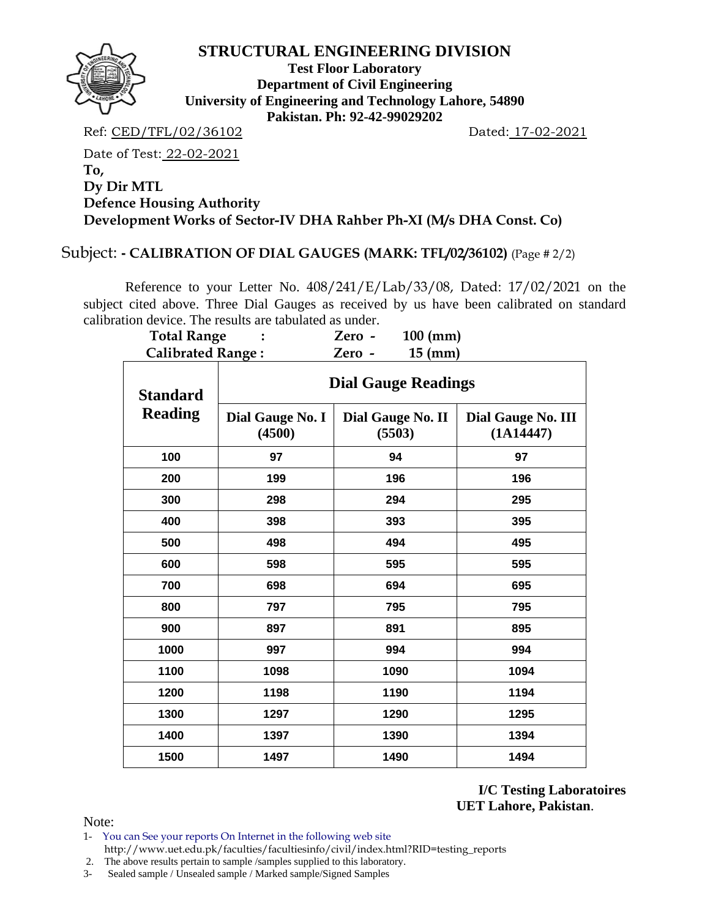# STRUCTURAL ENGINEERING DIVISION

**Test Floor Laboratory**
**Department of Civil Engineering**
**University of Engineering and Technology Lahore, 54890**
**Pakistan. Ph: 92-42-99029202**

Ref: CED/TFL/02/36102 Dated: 17-02-2021

Date of Test: 22-02-2021

**To,**
**Dy Dir MTL**
**Defence Housing Authority**
**Development Works of Sector-IV DHA Rahber Ph-XI (M/s DHA Const. Co)**

Subject: **- CALIBRATION OF DIAL GAUGES (MARK: TFL/02/36102)** (Page # 2/2)

Reference to your Letter No. 408/241/E/Lab/33/08, Dated: 17/02/2021 on the subject cited above. Three Dial Gauges as received by us have been calibrated on standard calibration device. The results are tabulated as under.

**Total Range : Zero - 100 (mm)**
**Calibrated Range : Zero - 15 (mm)**

| Standard Reading | Dial Gauge Readings | | |
|---|---|---|---|
| | Dial Gauge No. I (4500) | Dial Gauge No. II (5503) | Dial Gauge No. III (1A14447) |
| 100 | 97 | 94 | 97 |
| 200 | 199 | 196 | 196 |
| 300 | 298 | 294 | 295 |
| 400 | 398 | 393 | 395 |
| 500 | 498 | 494 | 495 |
| 600 | 598 | 595 | 595 |
| 700 | 698 | 694 | 695 |
| 800 | 797 | 795 | 795 |
| 900 | 897 | 891 | 895 |
| 1000 | 997 | 994 | 994 |
| 1100 | 1098 | 1090 | 1094 |
| 1200 | 1198 | 1190 | 1194 |
| 1300 | 1297 | 1290 | 1295 |
| 1400 | 1397 | 1390 | 1394 |
| 1500 | 1497 | 1490 | 1494 |

**I/C Testing Laboratoires**
**UET Lahore, Pakistan**.

Note:

1- You can See your reports On Internet in the following web site http://www.uet.edu.pk/faculties/facultiesinfo/civil/index.html?RID=testing_reports
2. The above results pertain to sample /samples supplied to this laboratory.
3- Sealed sample / Unsealed sample / Marked sample/Signed Samples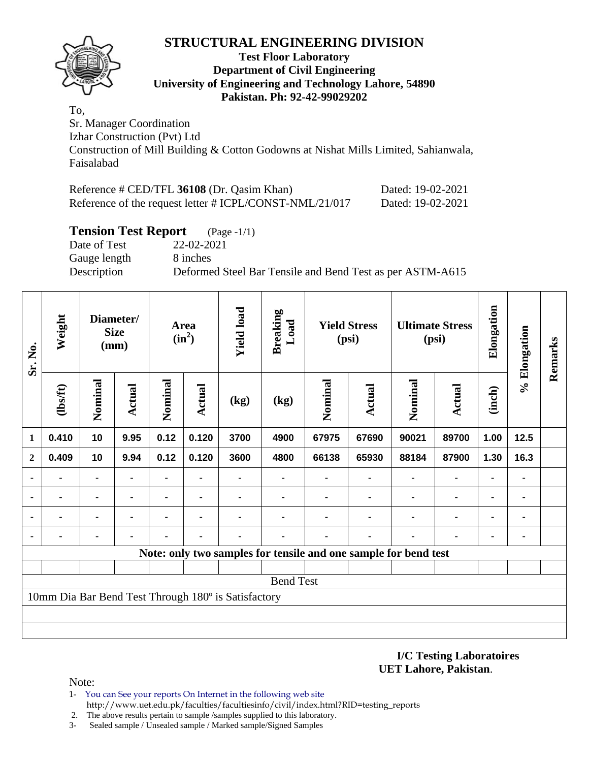# STRUCTURAL ENGINEERING DIVISION

**Test Floor Laboratory**
**Department of Civil Engineering**
**University of Engineering and Technology Lahore, 54890**
**Pakistan. Ph: 92-42-99029202**

To,
Sr. Manager Coordination
Izhar Construction (Pvt) Ltd
Construction of Mill Building & Cotton Godowns at Nishat Mills Limited, Sahianwala, Faisalabad

Reference # CED/TFL **36108** (Dr. Qasim Khan) Dated: 19-02-2021
Reference of the request letter # ICPL/CONST-NML/21/017 Dated: 19-02-2021

## Tension Test Report (Page -1/1)

Date of Test 22-02-2021
Gauge length 8 inches
Description Deformed Steel Bar Tensile and Bend Test as per ASTM-A615

| Sr. No. | Weight | Diameter/ Size (mm) | | Area ($in^2$) | | Yield load | Breaking Load | Yield Stress (psi) | | Ultimate Stress (psi) | | Elongation | % Elongation | Remarks |
|---|---|---|---|---|---|---|---|---|---|---|---|---|---|---|
| | (lbs/ft) | Nominal | Actual | Nominal | Actual | (kg) | (kg) | Nominal | Actual | Nominal | Actual | (inch) | | |
| 1 | 0.410 | 10 | 9.95 | 0.12 | 0.120 | 3700 | 4900 | 67975 | 67690 | 90021 | 89700 | 1.00 | 12.5 | |
| 2 | 0.409 | 10 | 9.94 | 0.12 | 0.120 | 3600 | 4800 | 66138 | 65930 | 88184 | 87900 | 1.30 | 16.3 | |
| - | - | - | - | - | - | - | - | - | - | - | - | - | - | |
| - | - | - | - | - | - | - | - | - | - | - | - | - | - | |
| - | - | - | - | - | - | - | - | - | - | - | - | - | - | |
| - | - | - | - | - | - | - | - | - | - | - | - | - | - | |
| **Note: only two samples for tensile and one sample for bend test** | | | | | | | | | | | | | | |
| Bend Test | | | | | | | | | | | | | | |
| 10mm Dia Bar Bend Test Through 180º is Satisfactory | | | | | | | | | | | | | | |

**I/C Testing Laboratoires**
**UET Lahore, Pakistan**.

Note:
1- You can See your reports On Internet in the following web site
http://www.uet.edu.pk/faculties/facultiesinfo/civil/index.html?RID=testing_reports
2. The above results pertain to sample /samples supplied to this laboratory.
3- Sealed sample / Unsealed sample / Marked sample/Signed Samples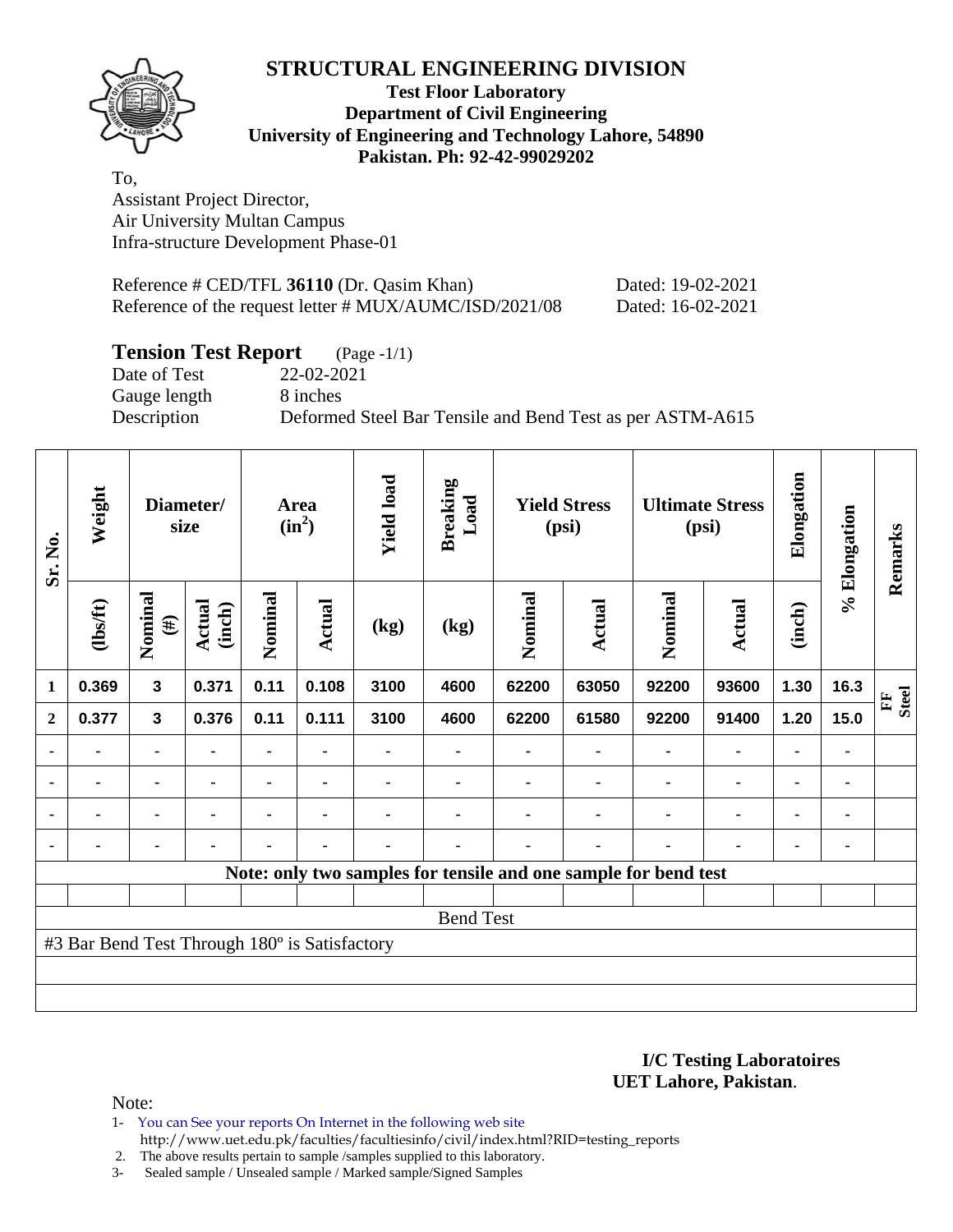# STRUCTURAL ENGINEERING DIVISION

**Test Floor Laboratory**
**Department of Civil Engineering**
**University of Engineering and Technology Lahore, 54890**
**Pakistan. Ph: 92-42-99029202**

To,
Assistant Project Director,
Air University Multan Campus
Infra-structure Development Phase-01

Reference # CED/TFL **36110** (Dr. Qasim Khan) Dated: 19-02-2021
Reference of the request letter # MUX/AUMC/ISD/2021/08 Dated: 16-02-2021

## Tension Test Report (Page -1/1)

Date of Test 22-02-2021
Gauge length 8 inches
Description Deformed Steel Bar Tensile and Bend Test as per ASTM-A615

| Sr. No. | Weight | Diameter/ size | | Area ($in^2$) | | Yield load | Breaking Load | Yield Stress (psi) | | Ultimate Stress (psi) | | Elongation | % Elongation | Remarks |
|---|---|---|---|---|---|---|---|---|---|---|---|---|---|---|
| | (lbs/ft) | Nominal (#) | Actual (inch) | Nominal | Actual | (kg) | (kg) | Nominal | Actual | Nominal | Actual | (inch) | | |
| 1 | 0.369 | 3 | 0.371 | 0.11 | 0.108 | 3100 | 4600 | 62200 | 63050 | 92200 | 93600 | 1.30 | 16.3 | FF Steel |
| 2 | 0.377 | 3 | 0.376 | 0.11 | 0.111 | 3100 | 4600 | 62200 | 61580 | 92200 | 91400 | 1.20 | 15.0 | |
| - | - | - | - | - | - | - | - | - | - | - | - | - | - | |
| - | - | - | - | - | - | - | - | - | - | - | - | - | - | |
| - | - | - | - | - | - | - | - | - | - | - | - | - | - | |
| - | - | - | - | - | - | - | - | - | - | - | - | - | - | |

**Note: only two samples for tensile and one sample for bend test**

Bend Test

#3 Bar Bend Test Through 180º is Satisfactory

**I/C Testing Laboratoires**
**UET Lahore, Pakistan**.

Note:

1- You can See your reports On Internet in the following web site
http://www.uet.edu.pk/faculties/facultiesinfo/civil/index.html?RID=testing_reports
2. The above results pertain to sample /samples supplied to this laboratory.
3- Sealed sample / Unsealed sample / Marked sample/Signed Samples